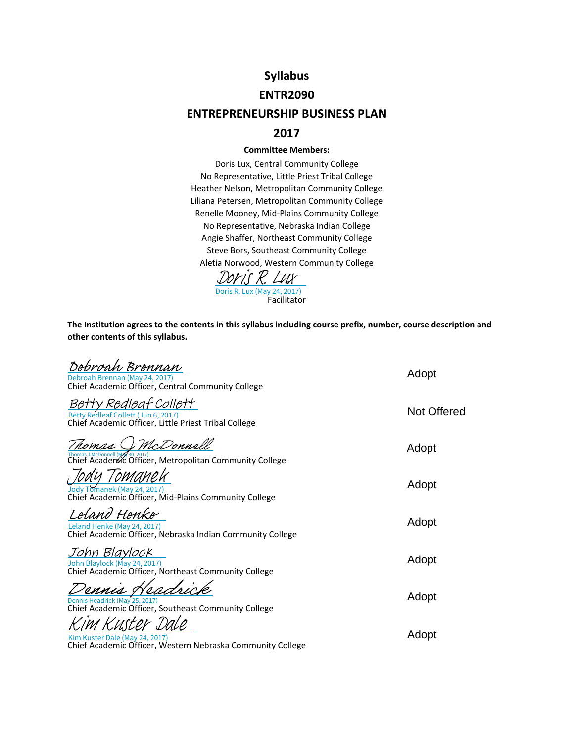# Syllabus

# ENTR2090

# ENTREPRENEURSHIP BUSINESS PLAN

# 2017

**Committee Members:**

Doris Lux, Central Community College
No Representative, Little Priest Tribal College
Heather Nelson, Metropolitan Community College
Liliana Petersen, Metropolitan Community College
Renelle Mooney, Mid-Plains Community College
No Representative, Nebraska Indian College
Angie Shaffer, Northeast Community College
Steve Bors, Southeast Community College
Aletia Norwood, Western Community College

Doris R. Lux
Doris R. Lux (May 24, 2017)
Facilitator

**The Institution agrees to the contents in this syllabus including course prefix, number, course description and other contents of this syllabus.**

| Signature | Decision |
|---|---|
| Debroah Brennan<br>Debroah Brennan (May 24, 2017)<br>Chief Academic Officer, Central Community College | Adopt |
| Betty Redleaf Collett<br>Betty Redleaf Collett (Jun 6, 2017)<br>Chief Academic Officer, Little Priest Tribal College | Not Offered |
| Thomas J McDonnell<br>Thomas J McDonnell (May 30, 2017)<br>Chief Academic Officer, Metropolitan Community College | Adopt |
| Jody Tomanek<br>Jody Tomanek (May 24, 2017)<br>Chief Academic Officer, Mid-Plains Community College | Adopt |
| Leland Henke<br>Leland Henke (May 24, 2017)<br>Chief Academic Officer, Nebraska Indian Community College | Adopt |
| John Blaylock<br>John Blaylock (May 24, 2017)<br>Chief Academic Officer, Northeast Community College | Adopt |
| Dennis Headrick<br>Dennis Headrick (May 25, 2017)<br>Chief Academic Officer, Southeast Community College | Adopt |
| Kim Kuster Dale<br>Kim Kuster Dale (May 24, 2017)<br>Chief Academic Officer, Western Nebraska Community College | Adopt |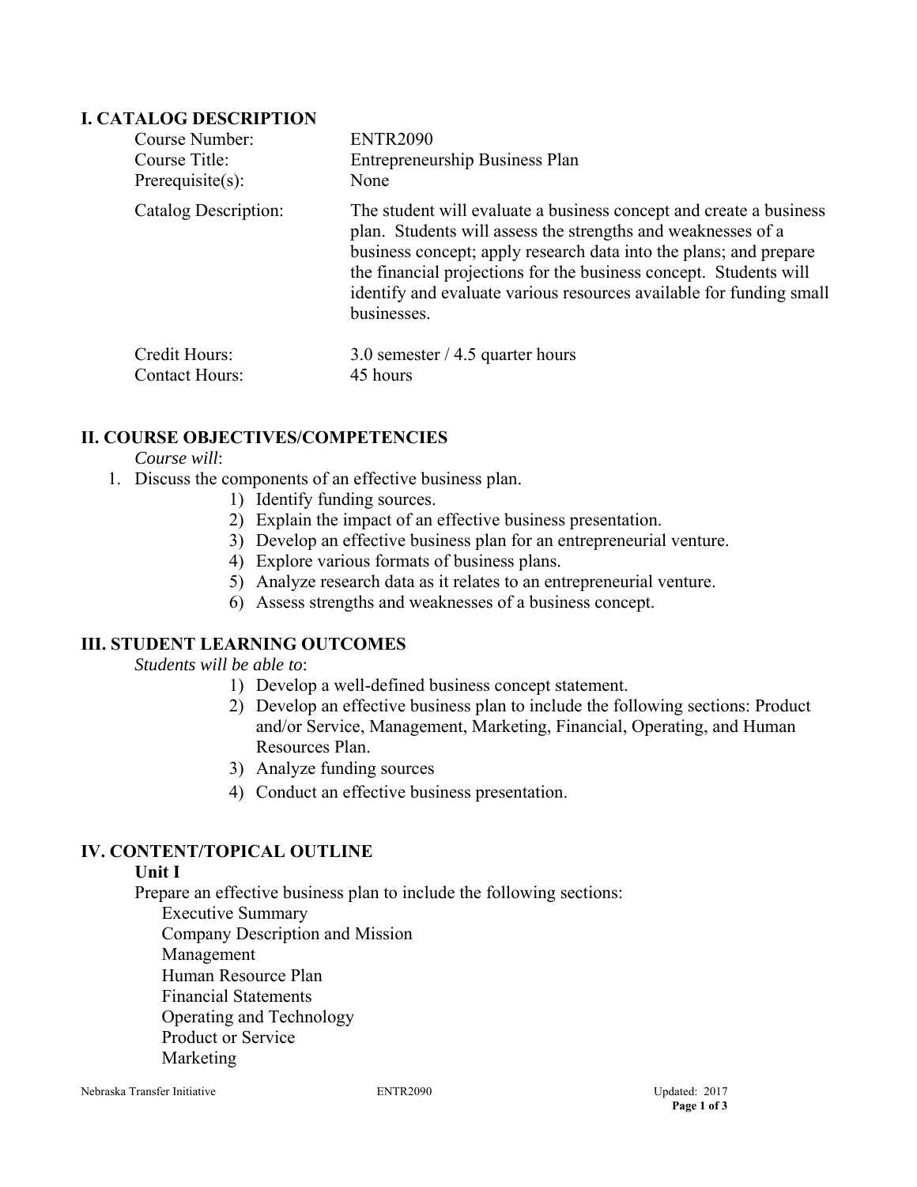## I. CATALOG DESCRIPTION

| | |
|---|---|
| Course Number: | ENTR2090 |
| Course Title: | Entrepreneurship Business Plan |
| Prerequisite(s): | None |
| Catalog Description: | The student will evaluate a business concept and create a business plan. Students will assess the strengths and weaknesses of a business concept; apply research data into the plans; and prepare the financial projections for the business concept. Students will identify and evaluate various resources available for funding small businesses. |
| Credit Hours: | 3.0 semester / 4.5 quarter hours |
| Contact Hours: | 45 hours |

## II. COURSE OBJECTIVES/COMPETENCIES

*Course will*:

1. Discuss the components of an effective business plan.
    1) Identify funding sources.
    2) Explain the impact of an effective business presentation.
    3) Develop an effective business plan for an entrepreneurial venture.
    4) Explore various formats of business plans.
    5) Analyze research data as it relates to an entrepreneurial venture.
    6) Assess strengths and weaknesses of a business concept.

## III. STUDENT LEARNING OUTCOMES

*Students will be able to*:

1) Develop a well-defined business concept statement.
2) Develop an effective business plan to include the following sections: Product and/or Service, Management, Marketing, Financial, Operating, and Human Resources Plan.
3) Analyze funding sources
4) Conduct an effective business presentation.

## IV. CONTENT/TOPICAL OUTLINE

**Unit I**

Prepare an effective business plan to include the following sections:

- Executive Summary
- Company Description and Mission
- Management
- Human Resource Plan
- Financial Statements
- Operating and Technology
- Product or Service
- Marketing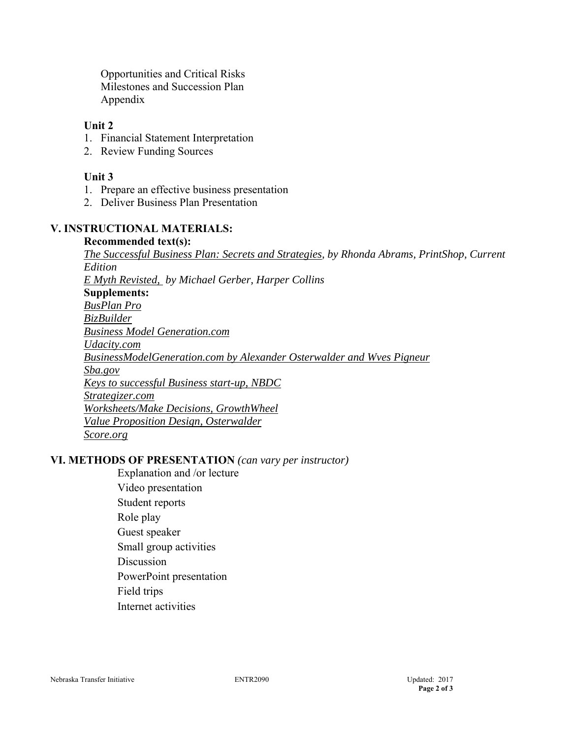Opportunities and Critical Risks
Milestones and Succession Plan
Appendix

**Unit 2**

1. Financial Statement Interpretation
2. Review Funding Sources

**Unit 3**

1. Prepare an effective business presentation
2. Deliver Business Plan Presentation

## V. INSTRUCTIONAL MATERIALS:

**Recommended text(s):**

*The Successful Business Plan: Secrets and Strategies, by Rhonda Abrams, PrintShop, Current Edition*
*E Myth Revisted, by Michael Gerber, Harper Collins*

**Supplements:**

*BusPlan Pro*
*BizBuilder*
*Business Model Generation.com*
*Udacity.com*
*BusinessModelGeneration.com by Alexander Osterwalder and Wves Pigneur*
*Sba.gov*
*Keys to successful Business start-up, NBDC*
*Strategizer.com*
*Worksheets/Make Decisions, GrowthWheel*
*Value Proposition Design, Osterwalder*
*Score.org*

## VI. METHODS OF PRESENTATION *(can vary per instructor)*

Explanation and /or lecture
Video presentation
Student reports
Role play
Guest speaker
Small group activities
Discussion
PowerPoint presentation
Field trips
Internet activities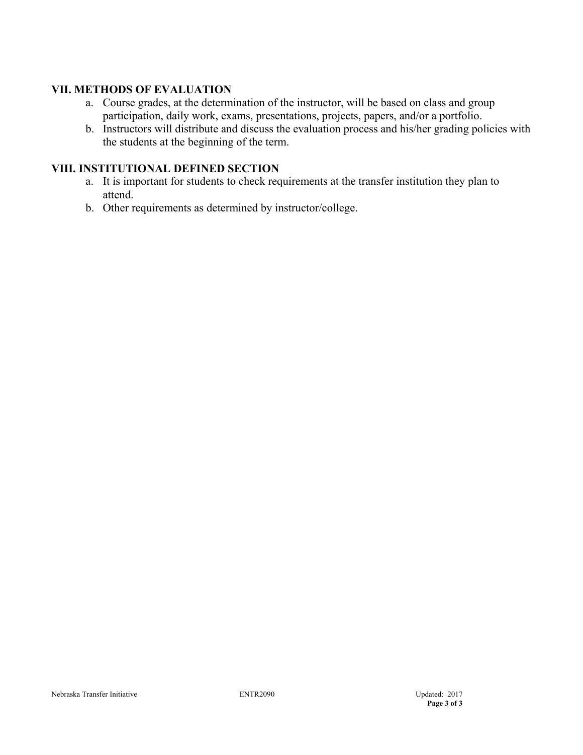## VII. METHODS OF EVALUATION

a. Course grades, at the determination of the instructor, will be based on class and group participation, daily work, exams, presentations, projects, papers, and/or a portfolio.
b. Instructors will distribute and discuss the evaluation process and his/her grading policies with the students at the beginning of the term.

## VIII. INSTITUTIONAL DEFINED SECTION

a. It is important for students to check requirements at the transfer institution they plan to attend.
b. Other requirements as determined by instructor/college.